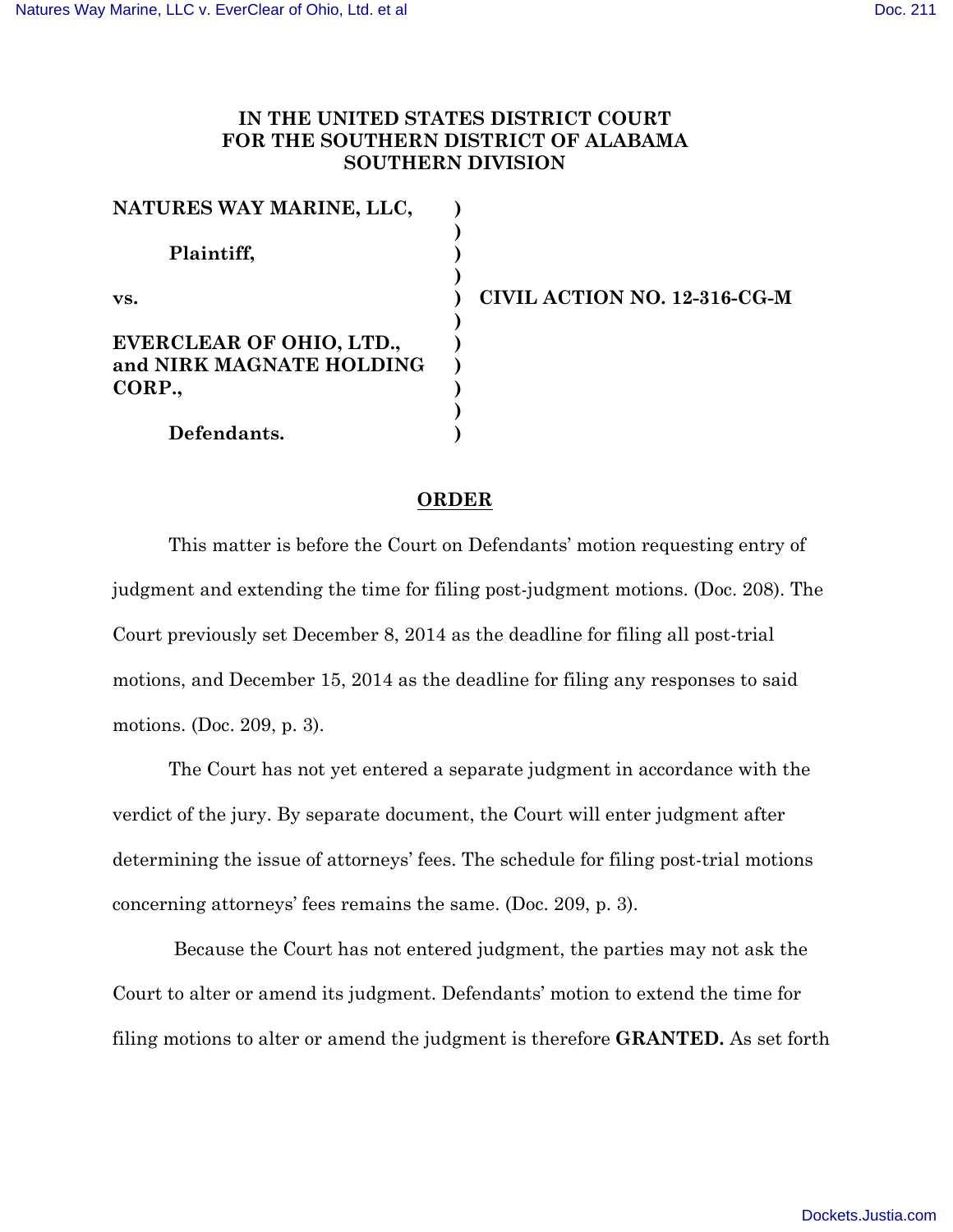**IN THE UNITED STATES DISTRICT COURT FOR THE SOUTHERN DISTRICT OF ALABAMA SOUTHERN DIVISION**

| | | |
|---|---|---|
| **NATURES WAY MARINE, LLC,** | **)** | |
| | **)** | |
| **Plaintiff,** | **)** | |
| | **)** | |
| **vs.** | **)** | **CIVIL ACTION NO. 12-316-CG-M** |
| | **)** | |
| **EVERCLEAR OF OHIO, LTD., and NIRK MAGNATE HOLDING CORP.,** | **)** | |
| | **)** | |
| **Defendants.** | **)** | |

## ORDER

This matter is before the Court on Defendants' motion requesting entry of judgment and extending the time for filing post-judgment motions. (Doc. 208). The Court previously set December 8, 2014 as the deadline for filing all post-trial motions, and December 15, 2014 as the deadline for filing any responses to said motions. (Doc. 209, p. 3).

The Court has not yet entered a separate judgment in accordance with the verdict of the jury. By separate document, the Court will enter judgment after determining the issue of attorneys' fees. The schedule for filing post-trial motions concerning attorneys' fees remains the same. (Doc. 209, p. 3).

Because the Court has not entered judgment, the parties may not ask the Court to alter or amend its judgment. Defendants' motion to extend the time for filing motions to alter or amend the judgment is therefore **GRANTED.** As set forth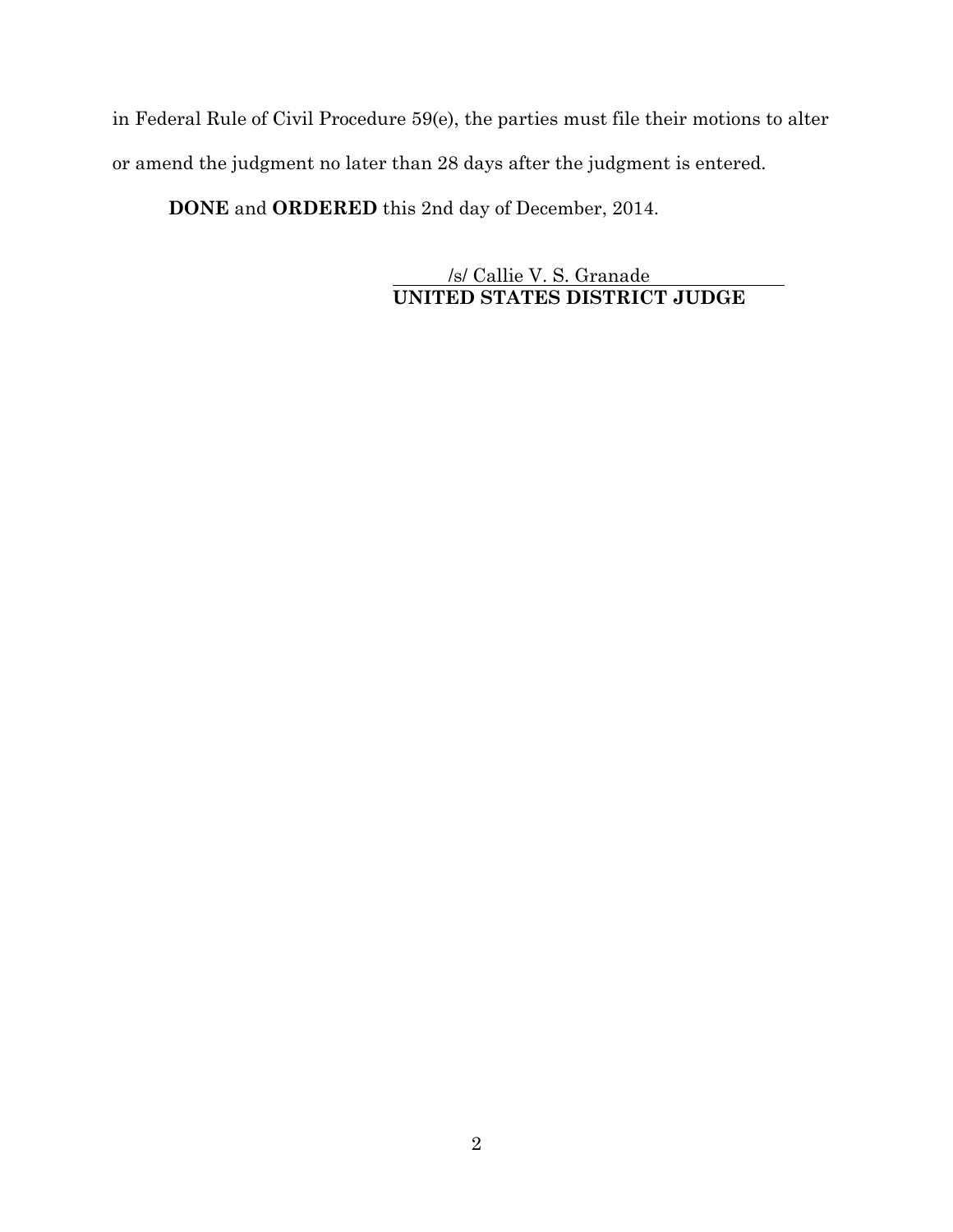in Federal Rule of Civil Procedure 59(e), the parties must file their motions to alter or amend the judgment no later than 28 days after the judgment is entered.

**DONE** and **ORDERED** this 2nd day of December, 2014.

/s/ Callie V. S. Granade
**UNITED STATES DISTRICT JUDGE**